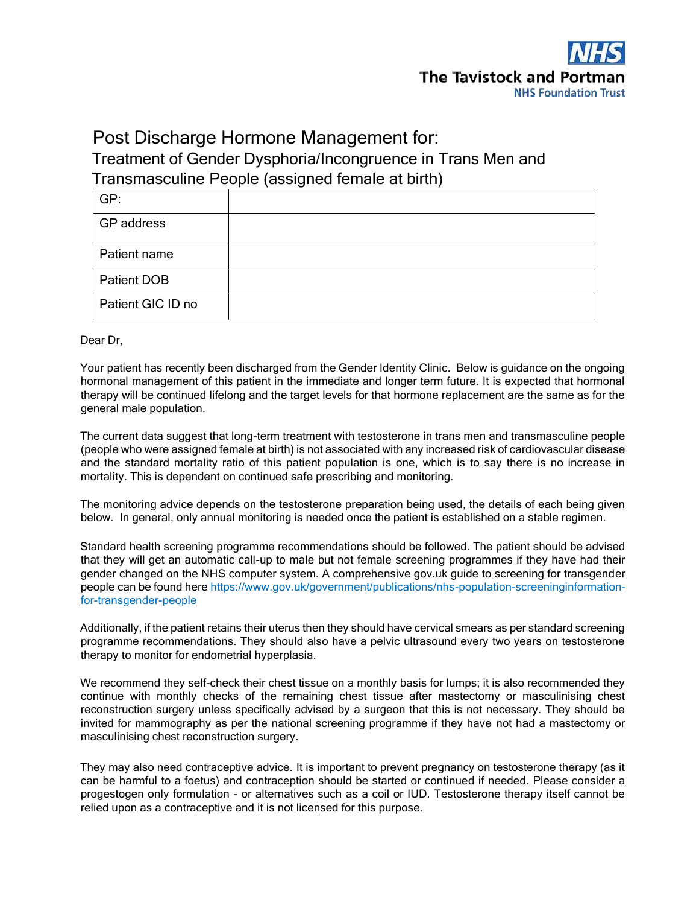NHS
The Tavistock and Portman
NHS Foundation Trust

# Post Discharge Hormone Management for:

## Treatment of Gender Dysphoria/Incongruence in Trans Men and Transmasculine People (assigned female at birth)

| GP: | |
|---|---|
| GP address | |
| Patient name | |
| Patient DOB | |
| Patient GIC ID no | |

Dear Dr,

Your patient has recently been discharged from the Gender Identity Clinic. Below is guidance on the ongoing hormonal management of this patient in the immediate and longer term future. It is expected that hormonal therapy will be continued lifelong and the target levels for that hormone replacement are the same as for the general male population.

The current data suggest that long-term treatment with testosterone in trans men and transmasculine people (people who were assigned female at birth) is not associated with any increased risk of cardiovascular disease and the standard mortality ratio of this patient population is one, which is to say there is no increase in mortality. This is dependent on continued safe prescribing and monitoring.

The monitoring advice depends on the testosterone preparation being used, the details of each being given below. In general, only annual monitoring is needed once the patient is established on a stable regimen.

Standard health screening programme recommendations should be followed. The patient should be advised that they will get an automatic call-up to male but not female screening programmes if they have had their gender changed on the NHS computer system. A comprehensive gov.uk guide to screening for transgender people can be found here [https://www.gov.uk/government/publications/nhs-population-screeninginformation-for-transgender-people](https://www.gov.uk/government/publications/nhs-population-screeninginformation-for-transgender-people)

Additionally, if the patient retains their uterus then they should have cervical smears as per standard screening programme recommendations. They should also have a pelvic ultrasound every two years on testosterone therapy to monitor for endometrial hyperplasia.

We recommend they self-check their chest tissue on a monthly basis for lumps; it is also recommended they continue with monthly checks of the remaining chest tissue after mastectomy or masculinising chest reconstruction surgery unless specifically advised by a surgeon that this is not necessary. They should be invited for mammography as per the national screening programme if they have not had a mastectomy or masculinising chest reconstruction surgery.

They may also need contraceptive advice. It is important to prevent pregnancy on testosterone therapy (as it can be harmful to a foetus) and contraception should be started or continued if needed. Please consider a progestogen only formulation - or alternatives such as a coil or IUD. Testosterone therapy itself cannot be relied upon as a contraceptive and it is not licensed for this purpose.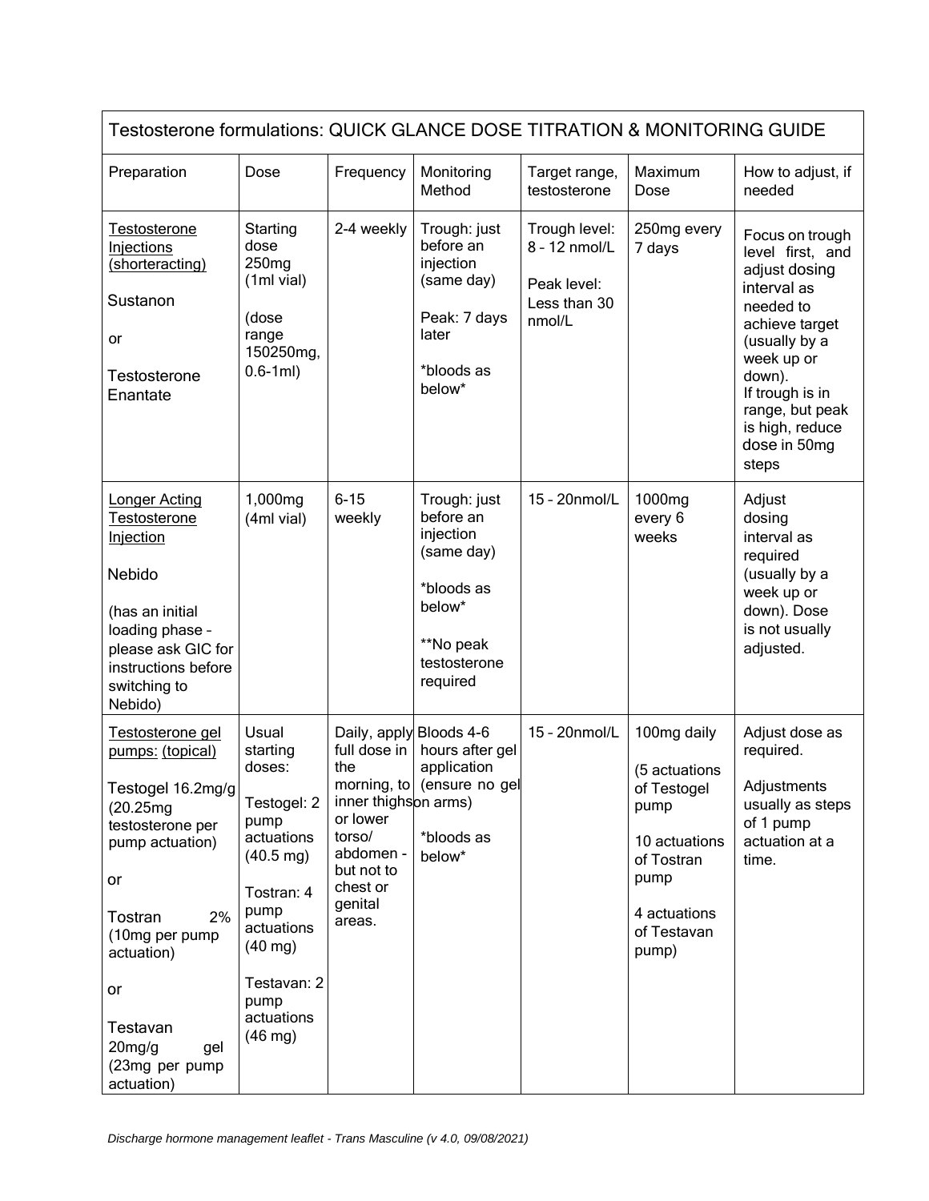| Testosterone formulations: QUICK GLANCE DOSE TITRATION & MONITORING GUIDE | | | | | | |
|---|---|---|---|---|---|---|
| Preparation | Dose | Frequency | Monitoring Method | Target range, testosterone | Maximum Dose | How to adjust, if needed |
| Testosterone Injections (shorteracting)<br><br>Sustanon<br><br>or<br><br>Testosterone Enantate | Starting dose 250mg (1ml vial)<br><br>(dose range 150250mg, 0.6-1ml) | 2-4 weekly | Trough: just before an injection (same day)<br><br>Peak: 7 days later<br><br>*bloods as below* | Trough level: 8 – 12 nmol/L<br><br>Peak level: Less than 30 nmol/L | 250mg every 7 days | Focus on trough level first, and adjust dosing interval as needed to achieve target (usually by a week up or down).<br>If trough is in range, but peak is high, reduce dose in 50mg steps |
| Longer Acting Testosterone Injection<br><br>Nebido<br><br>(has an initial loading phase – please ask GIC for instructions before switching to Nebido) | 1,000mg (4ml vial) | 6-15 weekly | Trough: just before an injection (same day)<br><br>*bloods as below*<br><br>**No peak testosterone required | 15 – 20nmol/L | 1000mg every 6 weeks | Adjust dosing interval as required (usually by a week up or down). Dose is not usually adjusted. |
| Testosterone gel pumps: (topical)<br><br>Testogel 16.2mg/g (20.25mg testosterone per pump actuation)<br><br>or<br><br>Tostran 2% (10mg per pump actuation)<br><br>or<br><br>Testavan 20mg/g gel (23mg per pump actuation) | Usual starting doses:<br><br>Testogel: 2 pump actuations (40.5 mg)<br><br>Tostran: 4 pump actuations (40 mg)<br><br>Testavan: 2 pump actuations (46 mg) | Daily, apply full dose in the morning, to inner thighs or lower torso/ abdomen - but not to chest or genital areas. | Bloods 4-6 hours after gel application (ensure no gel on arms)<br><br>*bloods as below* | 15 – 20nmol/L | 100mg daily<br><br>(5 actuations of Testogel pump<br><br>10 actuations of Tostran pump<br><br>4 actuations of Testavan pump) | Adjust dose as required.<br><br>Adjustments usually as steps of 1 pump actuation at a time. |

*Discharge hormone management leaflet - Trans Masculine (v 4.0, 09/08/2021)*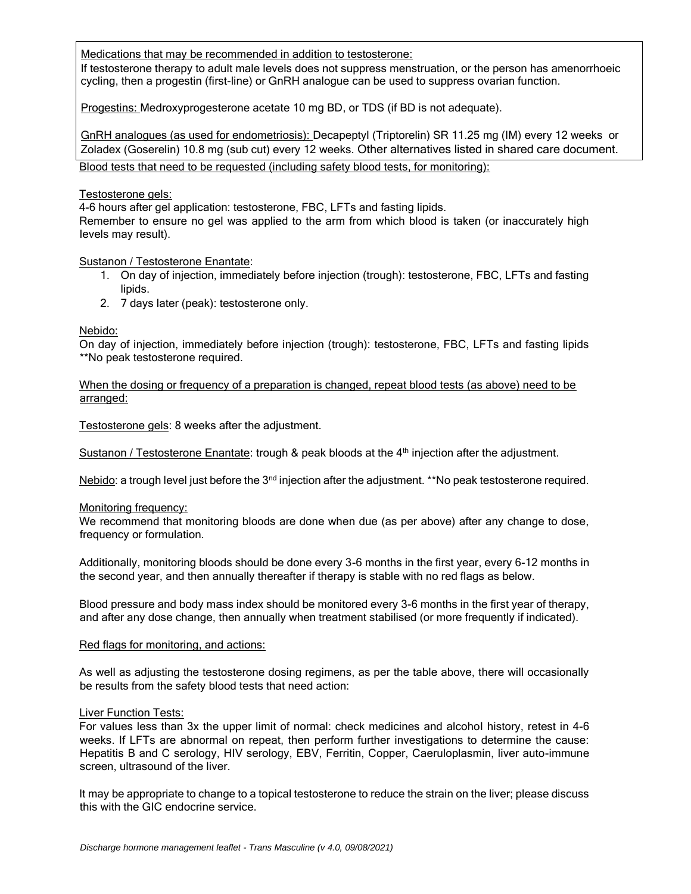Medications that may be recommended in addition to testosterone:

If testosterone therapy to adult male levels does not suppress menstruation, or the person has amenorrhoeic cycling, then a progestin (first-line) or GnRH analogue can be used to suppress ovarian function.

Progestins: Medroxyprogesterone acetate 10 mg BD, or TDS (if BD is not adequate).

GnRH analogues (as used for endometriosis): Decapeptyl (Triptorelin) SR 11.25 mg (IM) every 12 weeks or Zoladex (Goserelin) 10.8 mg (sub cut) every 12 weeks. Other alternatives listed in shared care document.

Blood tests that need to be requested (including safety blood tests, for monitoring):

Testosterone gels:

4-6 hours after gel application: testosterone, FBC, LFTs and fasting lipids.
Remember to ensure no gel was applied to the arm from which blood is taken (or inaccurately high levels may result).

Sustanon / Testosterone Enantate:

1. On day of injection, immediately before injection (trough): testosterone, FBC, LFTs and fasting lipids.
2. 7 days later (peak): testosterone only.

Nebido:

On day of injection, immediately before injection (trough): testosterone, FBC, LFTs and fasting lipids
**No peak testosterone required.

When the dosing or frequency of a preparation is changed, repeat blood tests (as above) need to be arranged:

Testosterone gels: 8 weeks after the adjustment.

Sustanon / Testosterone Enantate: trough & peak bloods at the 4th injection after the adjustment.

Nebido: a trough level just before the 3rd injection after the adjustment. **No peak testosterone required.

Monitoring frequency:

We recommend that monitoring bloods are done when due (as per above) after any change to dose, frequency or formulation.

Additionally, monitoring bloods should be done every 3-6 months in the first year, every 6-12 months in the second year, and then annually thereafter if therapy is stable with no red flags as below.

Blood pressure and body mass index should be monitored every 3-6 months in the first year of therapy, and after any dose change, then annually when treatment stabilised (or more frequently if indicated).

Red flags for monitoring, and actions:

As well as adjusting the testosterone dosing regimens, as per the table above, there will occasionally be results from the safety blood tests that need action:

Liver Function Tests:

For values less than 3x the upper limit of normal: check medicines and alcohol history, retest in 4-6 weeks. If LFTs are abnormal on repeat, then perform further investigations to determine the cause: Hepatitis B and C serology, HIV serology, EBV, Ferritin, Copper, Caeruloplasmin, liver auto-immune screen, ultrasound of the liver.

It may be appropriate to change to a topical testosterone to reduce the strain on the liver; please discuss this with the GIC endocrine service.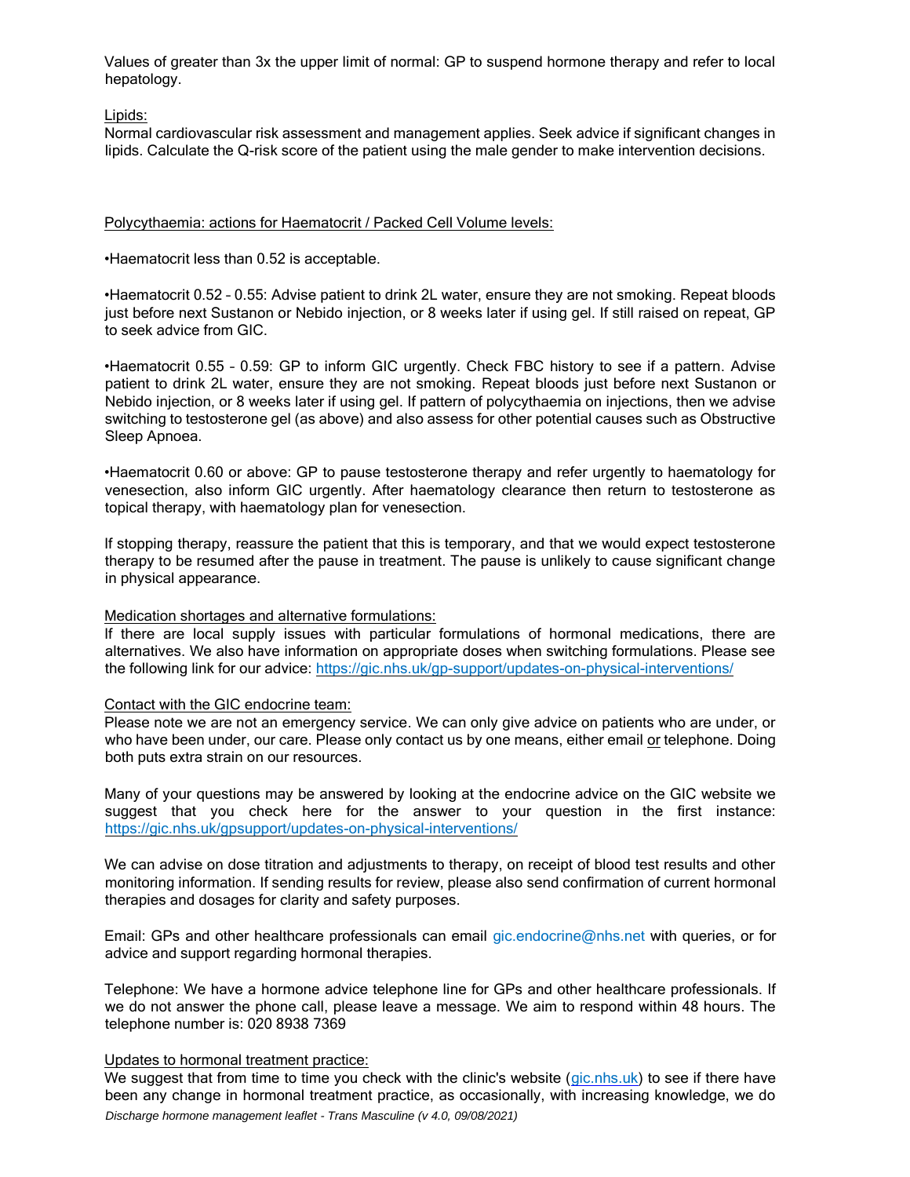Values of greater than 3x the upper limit of normal: GP to suspend hormone therapy and refer to local hepatology.

Lipids:
Normal cardiovascular risk assessment and management applies. Seek advice if significant changes in lipids. Calculate the Q-risk score of the patient using the male gender to make intervention decisions.

Polycythaemia: actions for Haematocrit / Packed Cell Volume levels:

•Haematocrit less than 0.52 is acceptable.

•Haematocrit 0.52 – 0.55: Advise patient to drink 2L water, ensure they are not smoking. Repeat bloods just before next Sustanon or Nebido injection, or 8 weeks later if using gel. If still raised on repeat, GP to seek advice from GIC.

•Haematocrit 0.55 – 0.59: GP to inform GIC urgently. Check FBC history to see if a pattern. Advise patient to drink 2L water, ensure they are not smoking. Repeat bloods just before next Sustanon or Nebido injection, or 8 weeks later if using gel. If pattern of polycythaemia on injections, then we advise switching to testosterone gel (as above) and also assess for other potential causes such as Obstructive Sleep Apnoea.

•Haematocrit 0.60 or above: GP to pause testosterone therapy and refer urgently to haematology for venesection, also inform GIC urgently. After haematology clearance then return to testosterone as topical therapy, with haematology plan for venesection.

If stopping therapy, reassure the patient that this is temporary, and that we would expect testosterone therapy to be resumed after the pause in treatment. The pause is unlikely to cause significant change in physical appearance.

Medication shortages and alternative formulations:
If there are local supply issues with particular formulations of hormonal medications, there are alternatives. We also have information on appropriate doses when switching formulations. Please see the following link for our advice: https://gic.nhs.uk/gp-support/updates-on-physical-interventions/

Contact with the GIC endocrine team:
Please note we are not an emergency service. We can only give advice on patients who are under, or who have been under, our care. Please only contact us by one means, either email or telephone. Doing both puts extra strain on our resources.

Many of your questions may be answered by looking at the endocrine advice on the GIC website we suggest that you check here for the answer to your question in the first instance: https://gic.nhs.uk/gpsupport/updates-on-physical-interventions/

We can advise on dose titration and adjustments to therapy, on receipt of blood test results and other monitoring information. If sending results for review, please also send confirmation of current hormonal therapies and dosages for clarity and safety purposes.

Email: GPs and other healthcare professionals can email gic.endocrine@nhs.net with queries, or for advice and support regarding hormonal therapies.

Telephone: We have a hormone advice telephone line for GPs and other healthcare professionals. If we do not answer the phone call, please leave a message. We aim to respond within 48 hours. The telephone number is: 020 8938 7369

Updates to hormonal treatment practice:
We suggest that from time to time you check with the clinic's website (gic.nhs.uk) to see if there have been any change in hormonal treatment practice, as occasionally, with increasing knowledge, we do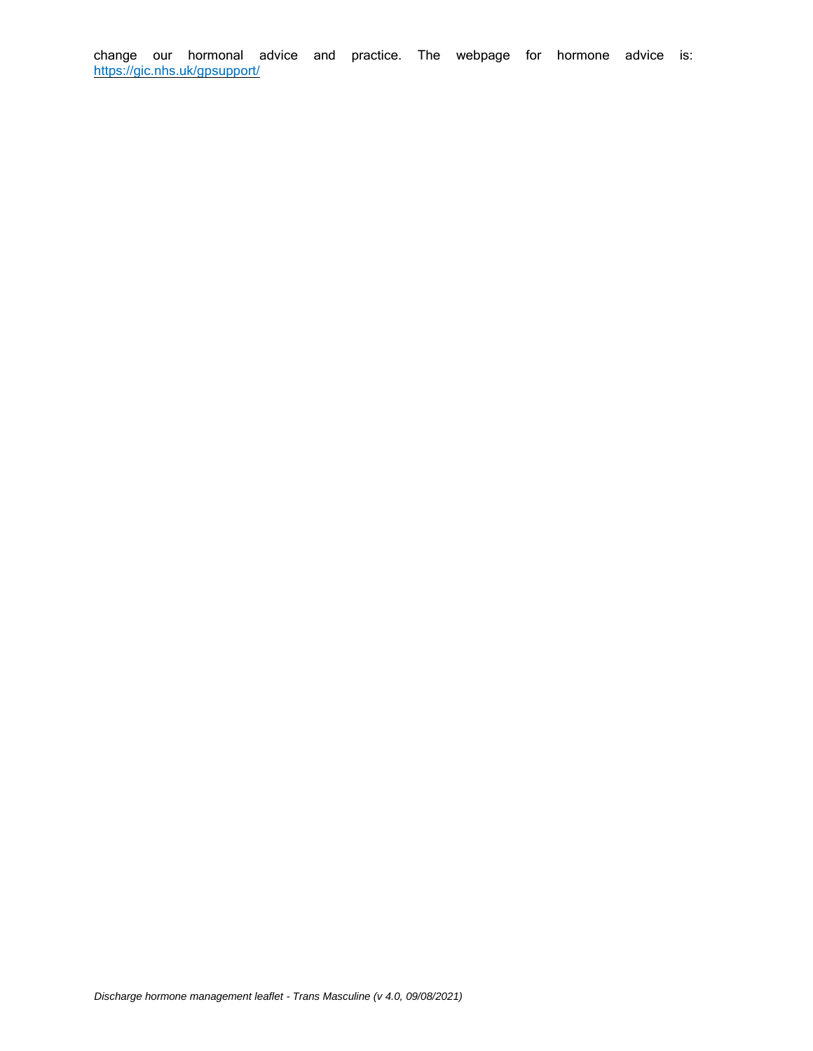change our hormonal advice and practice. The webpage for hormone advice is: https://gic.nhs.uk/gpsupport/